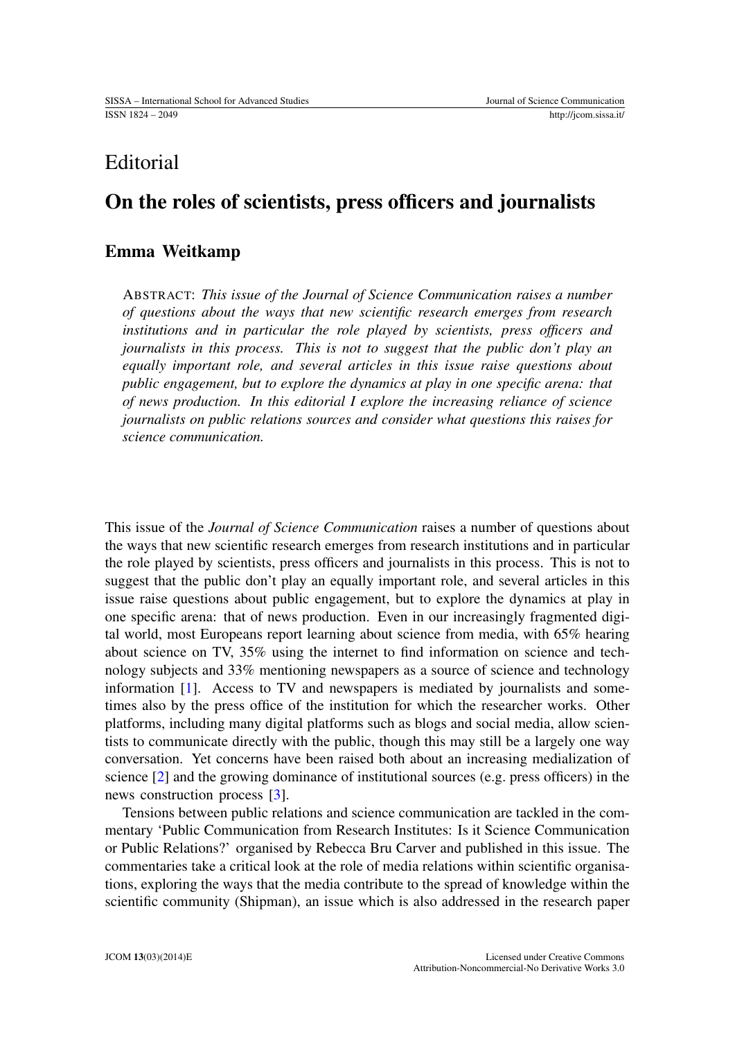Editorial

# On the roles of scientists, press officers and journalists

## Emma Weitkamp

ABSTRACT: *This issue of the Journal of Science Communication raises a number of questions about the ways that new scientific research emerges from research institutions and in particular the role played by scientists, press officers and journalists in this process. This is not to suggest that the public don't play an equally important role, and several articles in this issue raise questions about public engagement, but to explore the dynamics at play in one specific arena: that of news production. In this editorial I explore the increasing reliance of science journalists on public relations sources and consider what questions this raises for science communication.*

This issue of the *Journal of Science Communication* raises a number of questions about the ways that new scientific research emerges from research institutions and in particular the role played by scientists, press officers and journalists in this process. This is not to suggest that the public don't play an equally important role, and several articles in this issue raise questions about public engagement, but to explore the dynamics at play in one specific arena: that of news production. Even in our increasingly fragmented digital world, most Europeans report learning about science from media, with 65% hearing about science on TV, 35% using the internet to find information on science and technology subjects and 33% mentioning newspapers as a source of science and technology information [1]. Access to TV and newspapers is mediated by journalists and sometimes also by the press office of the institution for which the researcher works. Other platforms, including many digital platforms such as blogs and social media, allow scientists to communicate directly with the public, though this may still be a largely one way conversation. Yet concerns have been raised both about an increasing medialization of science [2] and the growing dominance of institutional sources (e.g. press officers) in the news construction process [3].

Tensions between public relations and science communication are tackled in the commentary 'Public Communication from Research Institutes: Is it Science Communication or Public Relations?' organised by Rebecca Bru Carver and published in this issue. The commentaries take a critical look at the role of media relations within scientific organisations, exploring the ways that the media contribute to the spread of knowledge within the scientific community (Shipman), an issue which is also addressed in the research paper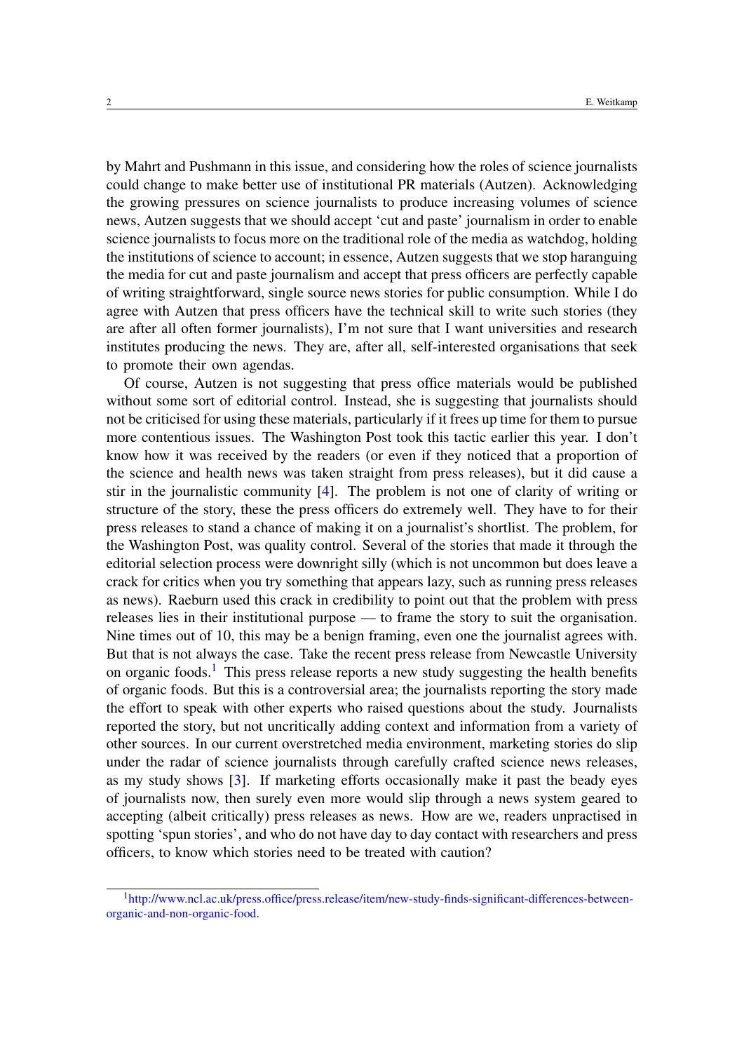by Mahrt and Pushmann in this issue, and considering how the roles of science journalists could change to make better use of institutional PR materials (Autzen). Acknowledging the growing pressures on science journalists to produce increasing volumes of science news, Autzen suggests that we should accept 'cut and paste' journalism in order to enable science journalists to focus more on the traditional role of the media as watchdog, holding the institutions of science to account; in essence, Autzen suggests that we stop haranguing the media for cut and paste journalism and accept that press officers are perfectly capable of writing straightforward, single source news stories for public consumption. While I do agree with Autzen that press officers have the technical skill to write such stories (they are after all often former journalists), I'm not sure that I want universities and research institutes producing the news. They are, after all, self-interested organisations that seek to promote their own agendas.

Of course, Autzen is not suggesting that press office materials would be published without some sort of editorial control. Instead, she is suggesting that journalists should not be criticised for using these materials, particularly if it frees up time for them to pursue more contentious issues. The Washington Post took this tactic earlier this year. I don't know how it was received by the readers (or even if they noticed that a proportion of the science and health news was taken straight from press releases), but it did cause a stir in the journalistic community [4]. The problem is not one of clarity of writing or structure of the story, these the press officers do extremely well. They have to for their press releases to stand a chance of making it on a journalist's shortlist. The problem, for the Washington Post, was quality control. Several of the stories that made it through the editorial selection process were downright silly (which is not uncommon but does leave a crack for critics when you try something that appears lazy, such as running press releases as news). Raeburn used this crack in credibility to point out that the problem with press releases lies in their institutional purpose — to frame the story to suit the organisation. Nine times out of 10, this may be a benign framing, even one the journalist agrees with. But that is not always the case. Take the recent press release from Newcastle University on organic foods.[1] This press release reports a new study suggesting the health benefits of organic foods. But this is a controversial area; the journalists reporting the story made the effort to speak with other experts who raised questions about the study. Journalists reported the story, but not uncritically adding context and information from a variety of other sources. In our current overstretched media environment, marketing stories do slip under the radar of science journalists through carefully crafted science news releases, as my study shows [3]. If marketing efforts occasionally make it past the beady eyes of journalists now, then surely even more would slip through a news system geared to accepting (albeit critically) press releases as news. How are we, readers unpractised in spotting 'spun stories', and who do not have day to day contact with researchers and press officers, to know which stories need to be treated with caution?

[1] http://www.ncl.ac.uk/press.office/press.release/item/new-study-finds-significant-differences-between-organic-and-non-organic-food.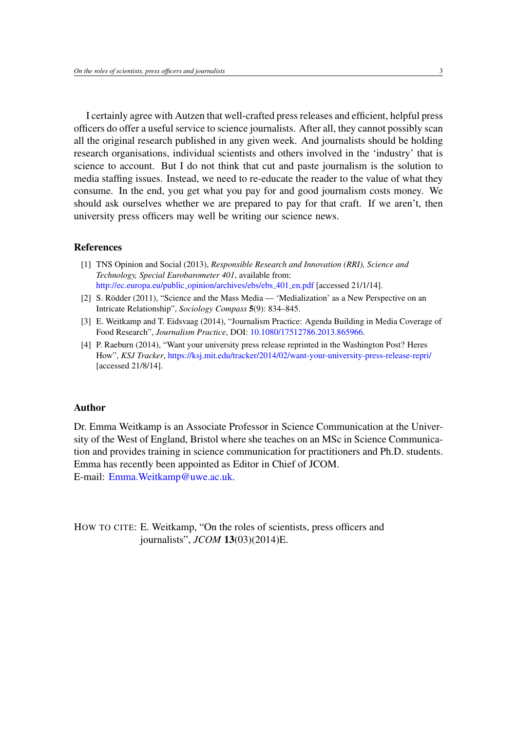I certainly agree with Autzen that well-crafted press releases and efficient, helpful press officers do offer a useful service to science journalists. After all, they cannot possibly scan all the original research published in any given week. And journalists should be holding research organisations, individual scientists and others involved in the 'industry' that is science to account. But I do not think that cut and paste journalism is the solution to media staffing issues. Instead, we need to re-educate the reader to the value of what they consume. In the end, you get what you pay for and good journalism costs money. We should ask ourselves whether we are prepared to pay for that craft. If we aren't, then university press officers may well be writing our science news.

## References

[1] TNS Opinion and Social (2013), *Responsible Research and Innovation (RRI), Science and Technology, Special Eurobarometer 401*, available from: http://ec.europa.eu/public_opinion/archives/ebs/ebs_401_en.pdf [accessed 21/1/14].

[2] S. Rödder (2011), "Science and the Mass Media — 'Medialization' as a New Perspective on an Intricate Relationship", *Sociology Compass* **5**(9): 834–845.

[3] E. Weitkamp and T. Eidsvaag (2014), "Journalism Practice: Agenda Building in Media Coverage of Food Research", *Journalism Practice*, DOI: 10.1080/17512786.2013.865966.

[4] P. Raeburn (2014), "Want your university press release reprinted in the Washington Post? Heres How", *KSJ Tracker*, https://ksj.mit.edu/tracker/2014/02/want-your-university-press-release-repri/ [accessed 21/8/14].

## Author

Dr. Emma Weitkamp is an Associate Professor in Science Communication at the University of the West of England, Bristol where she teaches on an MSc in Science Communication and provides training in science communication for practitioners and Ph.D. students. Emma has recently been appointed as Editor in Chief of JCOM.
E-mail: Emma.Weitkamp@uwe.ac.uk.

HOW TO CITE: E. Weitkamp, "On the roles of scientists, press officers and journalists", *JCOM* **13**(03)(2014)E.